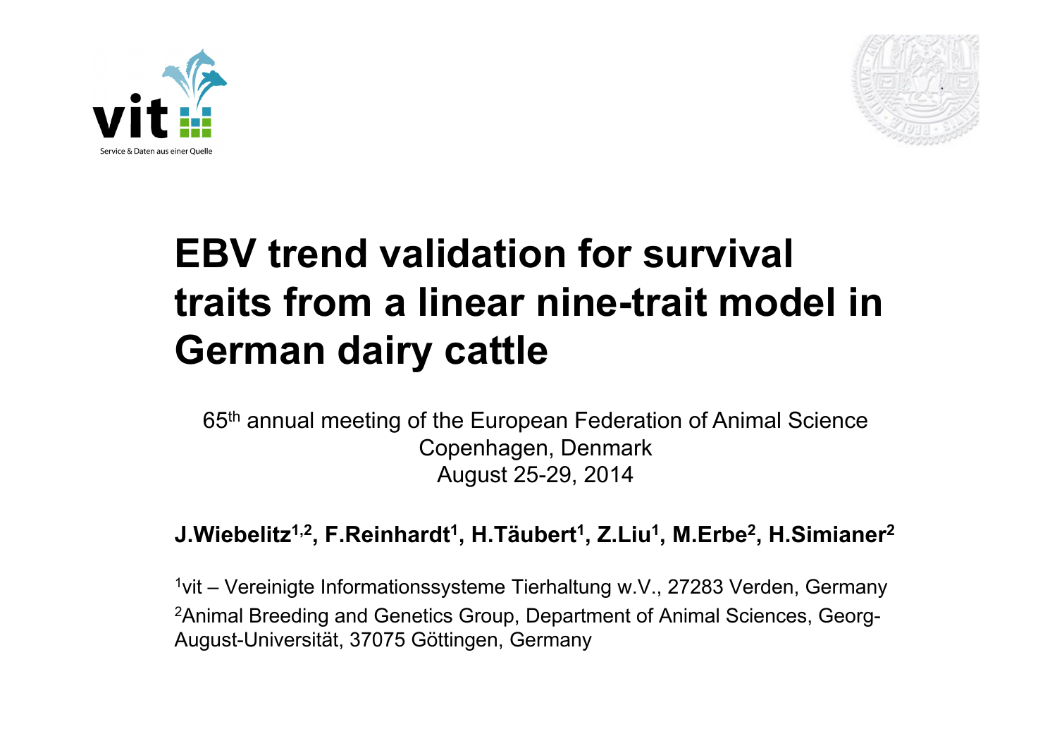vit

Service & Daten aus einer Quelle

# EBV trend validation for survival traits from a linear nine-trait model in German dairy cattle

65th annual meeting of the European Federation of Animal Science
Copenhagen, Denmark
August 25-29, 2014

**J.Wiebelitz[1,2], F.Reinhardt[1], H.Täubert[1], Z.Liu[1], M.Erbe[2], H.Simianer[2]**

[1]vit – Vereinigte Informationssysteme Tierhaltung w.V., 27283 Verden, Germany

[2]Animal Breeding and Genetics Group, Department of Animal Sciences, Georg-August-Universität, 37075 Göttingen, Germany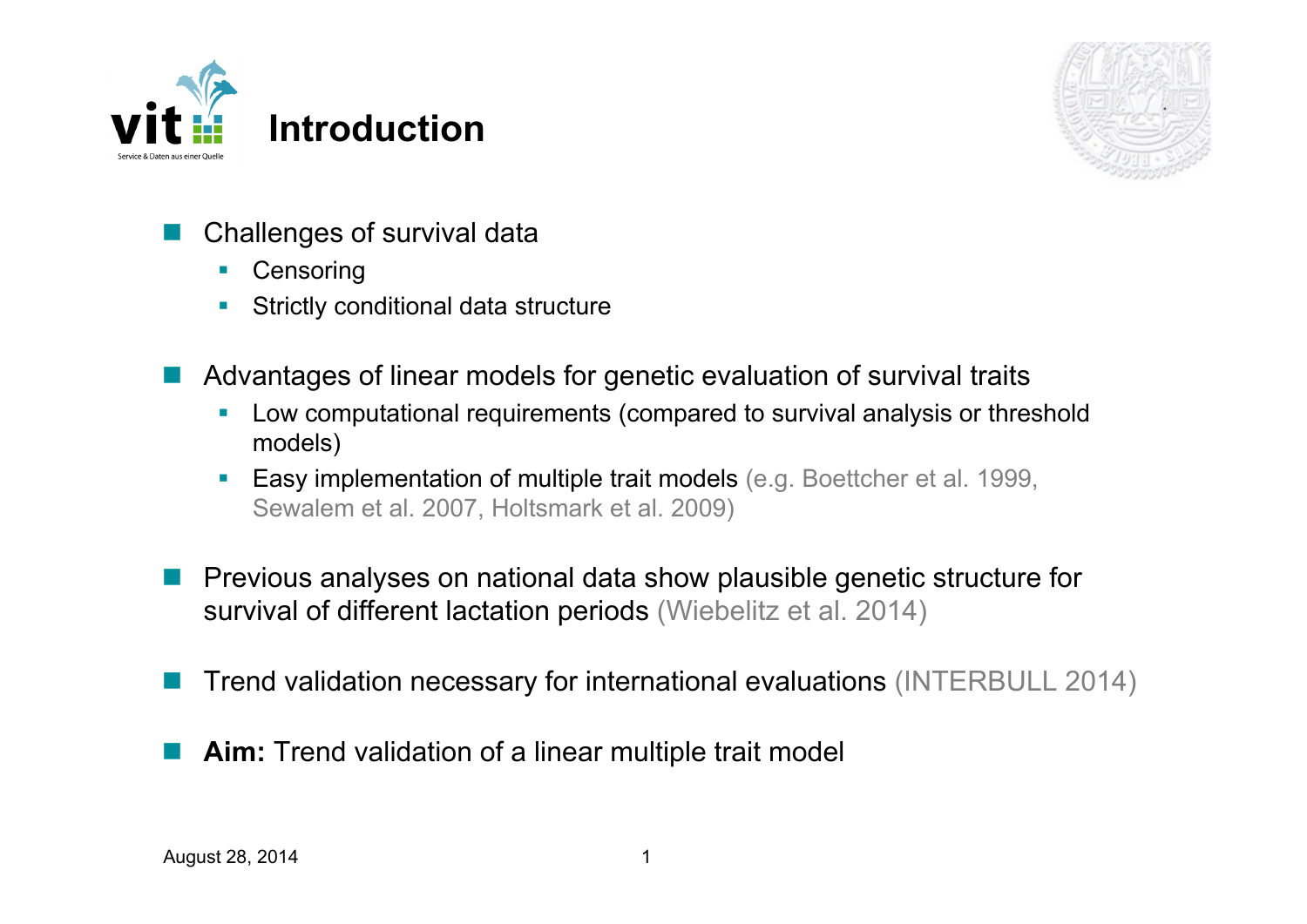# Introduction

- Challenges of survival data
  - Censoring
  - Strictly conditional data structure

- Advantages of linear models for genetic evaluation of survival traits
  - Low computational requirements (compared to survival analysis or threshold models)
  - Easy implementation of multiple trait models (e.g. Boettcher et al. 1999, Sewalem et al. 2007, Holtsmark et al. 2009)

- Previous analyses on national data show plausible genetic structure for survival of different lactation periods (Wiebelitz et al. 2014)

- Trend validation necessary for international evaluations (INTERBULL 2014)

- **Aim:** Trend validation of a linear multiple trait model

August 28, 2014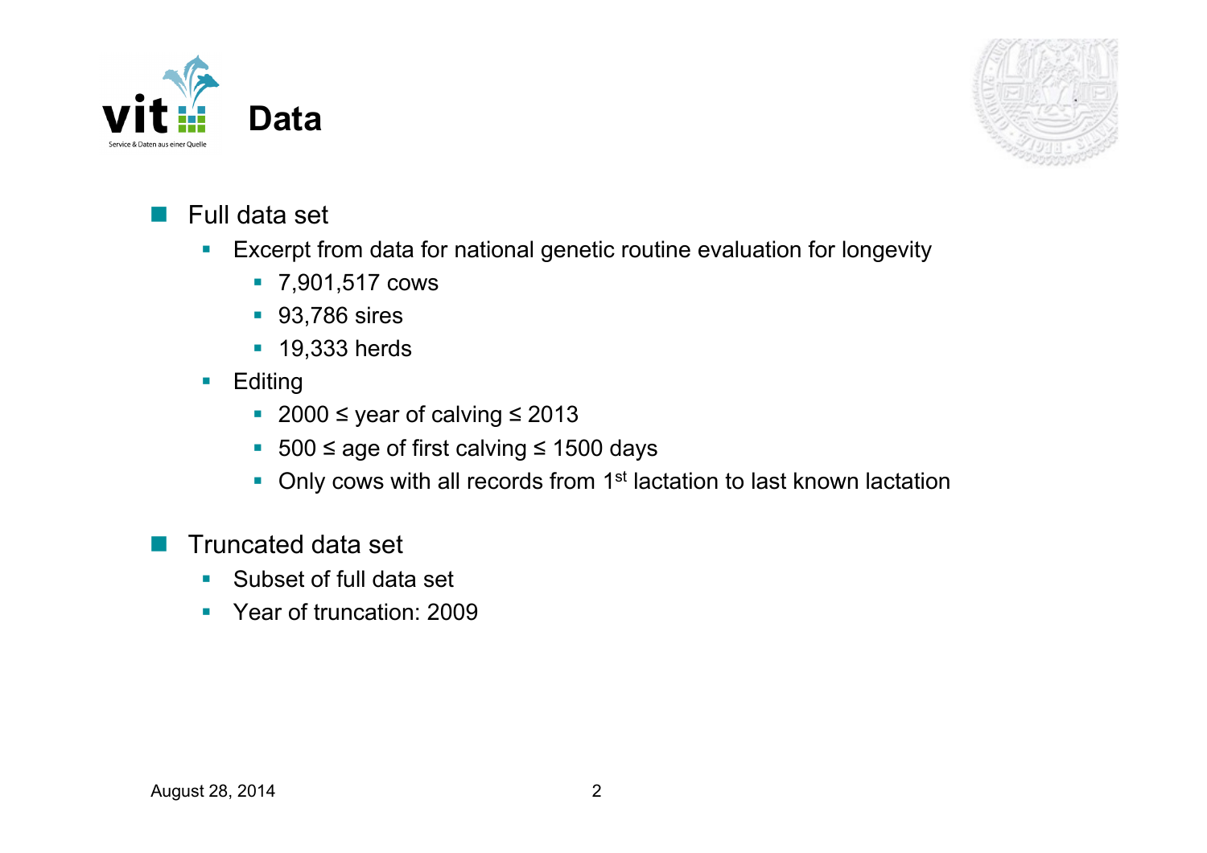# Data

- Full data set
  - Excerpt from data for national genetic routine evaluation for longevity
    - 7,901,517 cows
    - 93,786 sires
    - 19,333 herds
  - Editing
    - 2000 ≤ year of calving ≤ 2013
    - 500 ≤ age of first calving ≤ 1500 days
    - Only cows with all records from 1st lactation to last known lactation

- Truncated data set
  - Subset of full data set
  - Year of truncation: 2009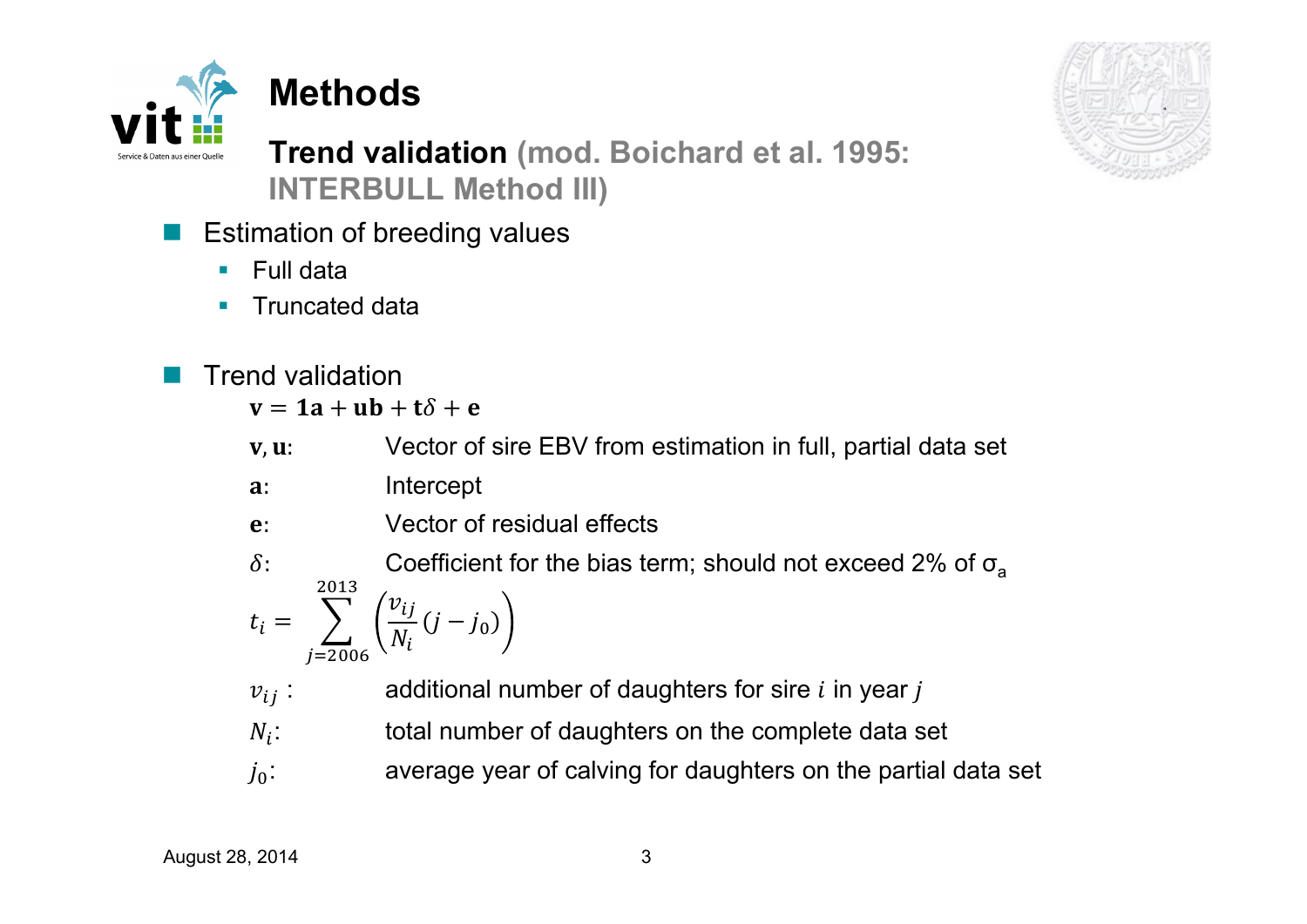# Methods

## Trend validation (mod. Boichard et al. 1995: INTERBULL Method III)

- Estimation of breeding values
  - Full data
  - Truncated data

- Trend validation

$$\mathbf{v} = \mathbf{1a} + \mathbf{ub} + \mathbf{t}\delta + \mathbf{e}$$

| | |
|---|---|
| $\mathbf{v}, \mathbf{u}$: | Vector of sire EBV from estimation in full, partial data set |
| $\mathbf{a}$: | Intercept |
| $\mathbf{e}$: | Vector of residual effects |
| $\delta$: | Coefficient for the bias term; should not exceed 2% of $\sigma_a$ |

$$t_i = \sum_{j=2006}^{2013} \left( \frac{v_{ij}}{N_i} (j - j_0) \right)$$

| | |
|---|---|
| $v_{ij}$ : | additional number of daughters for sire $i$ in year $j$ |
| $N_i$: | total number of daughters on the complete data set |
| $j_0$: | average year of calving for daughters on the partial data set |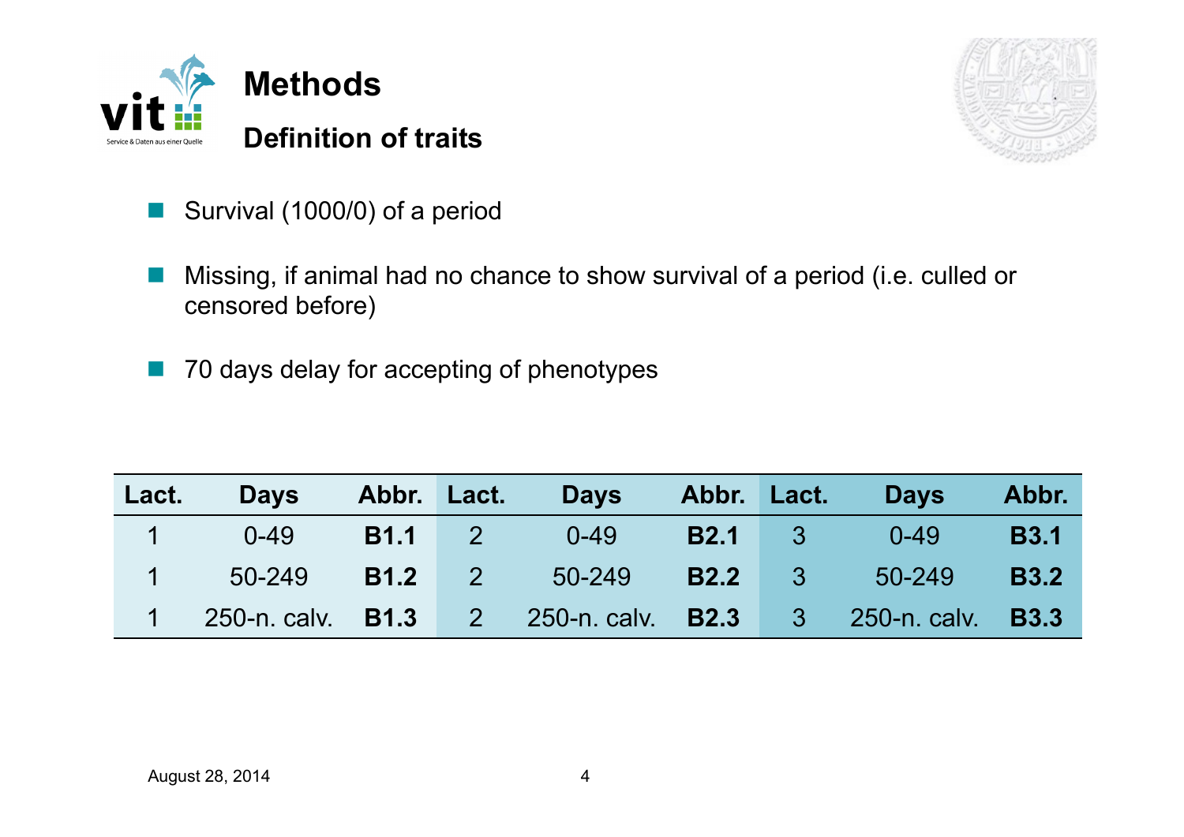# Methods

## Definition of traits

- Survival (1000/0) of a period
- Missing, if animal had no chance to show survival of a period (i.e. culled or censored before)
- 70 days delay for accepting of phenotypes

| Lact. | Days | Abbr. | Lact. | Days | Abbr. | Lact. | Days | Abbr. |
|---|---|---|---|---|---|---|---|---|
| 1 | 0-49 | **B1.1** | 2 | 0-49 | **B2.1** | 3 | 0-49 | **B3.1** |
| 1 | 50-249 | **B1.2** | 2 | 50-249 | **B2.2** | 3 | 50-249 | **B3.2** |
| 1 | 250-n. calv. | **B1.3** | 2 | 250-n. calv. | **B2.3** | 3 | 250-n. calv. | **B3.3** |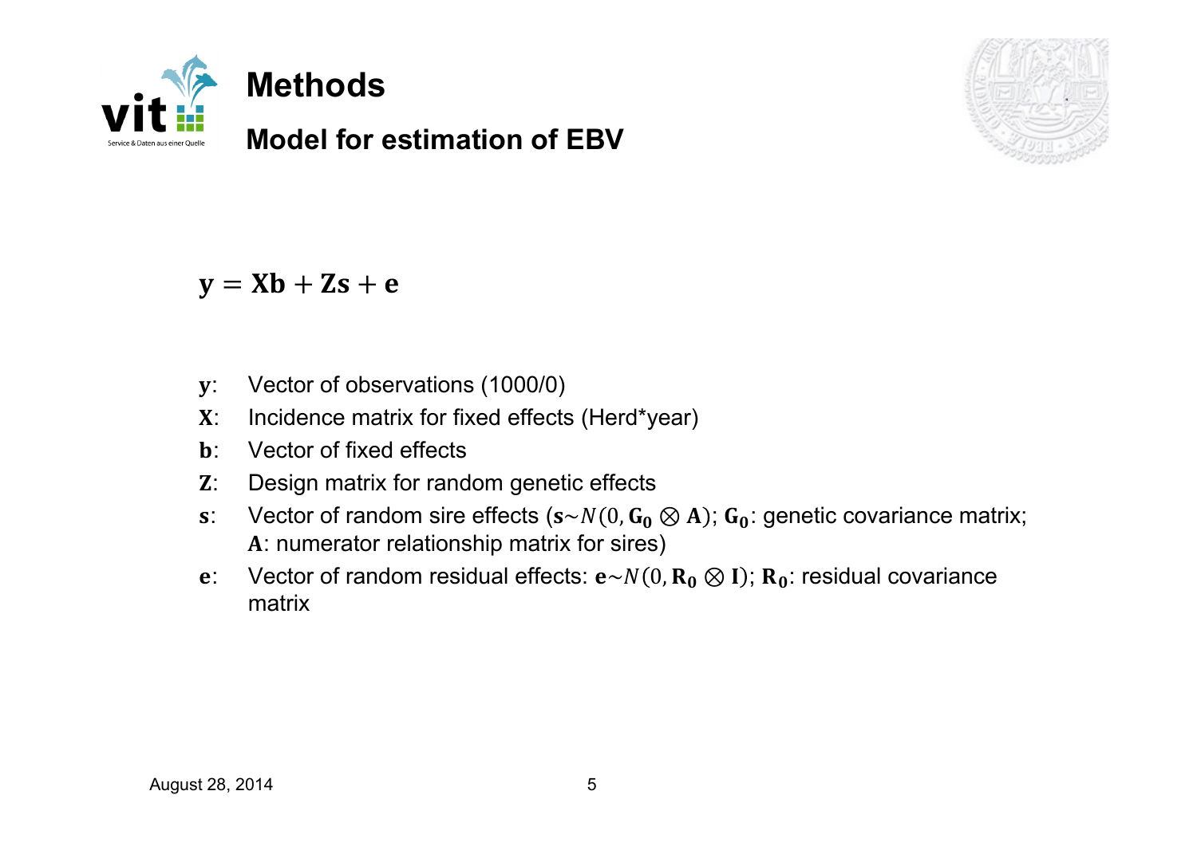# Methods

## Model for estimation of EBV

$$\mathbf{y} = \mathbf{Xb} + \mathbf{Zs} + \mathbf{e}$$

- $\mathbf{y}$: Vector of observations (1000/0)
- $\mathbf{X}$: Incidence matrix for fixed effects (Herd*year)
- $\mathbf{b}$: Vector of fixed effects
- $\mathbf{Z}$: Design matrix for random genetic effects
- $\mathbf{s}$: Vector of random sire effects ($\boldsymbol{s} \sim N(0, \mathbf{G_0} \otimes \mathbf{A})$; $\mathbf{G_0}$: genetic covariance matrix; $\mathbf{A}$: numerator relationship matrix for sires)
- $\mathbf{e}$: Vector of random residual effects: $\mathbf{e} \sim N(0, \mathbf{R_0} \otimes \mathbf{I})$; $\mathbf{R_0}$: residual covariance matrix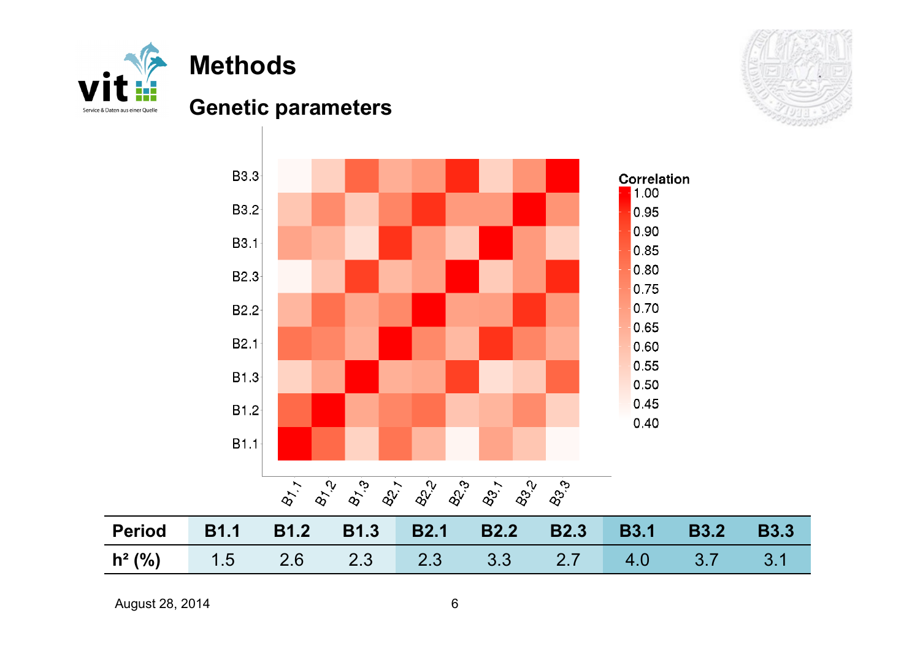# Methods

## Genetic parameters

B3.3
B3.2
B3.1
B2.3
B2.2
B2.1
B1.3
B1.2
B1.1

B1.1 B1.2 B1.3 B2.1 B2.2 B2.3 B3.1 B3.2 B3.3

Correlation
1.00
0.95
0.90
0.85
0.80
0.75
0.70
0.65
0.60
0.55
0.50
0.45
0.40

| Period | B1.1 | B1.2 | B1.3 | B2.1 | B2.2 | B2.3 | B3.1 | B3.2 | B3.3 |
|---|---|---|---|---|---|---|---|---|---|
| $h^2$ (%) | 1.5 | 2.6 | 2.3 | 2.3 | 3.3 | 2.7 | 4.0 | 3.7 | 3.1 |

August 28, 2014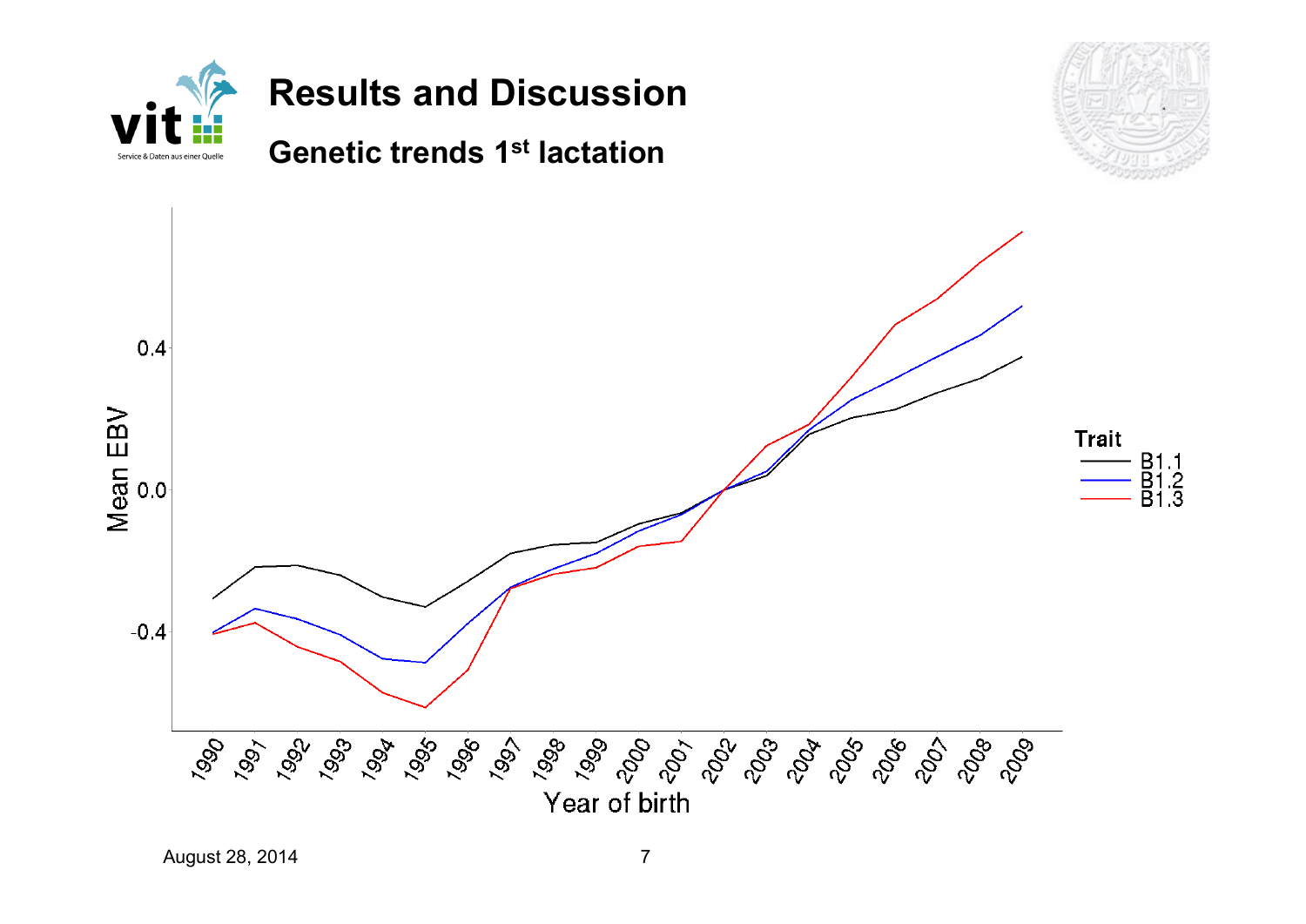# Results and Discussion

## Genetic trends 1st lactation

Mean EBV

0.4

0.0

-0.4

1990 1991 1992 1993 1994 1995 1996 1997 1998 1999 2000 2001 2002 2003 2004 2005 2006 2007 2008 2009

Year of birth

Trait

B1.1

B1.2

B1.3

August 28, 2014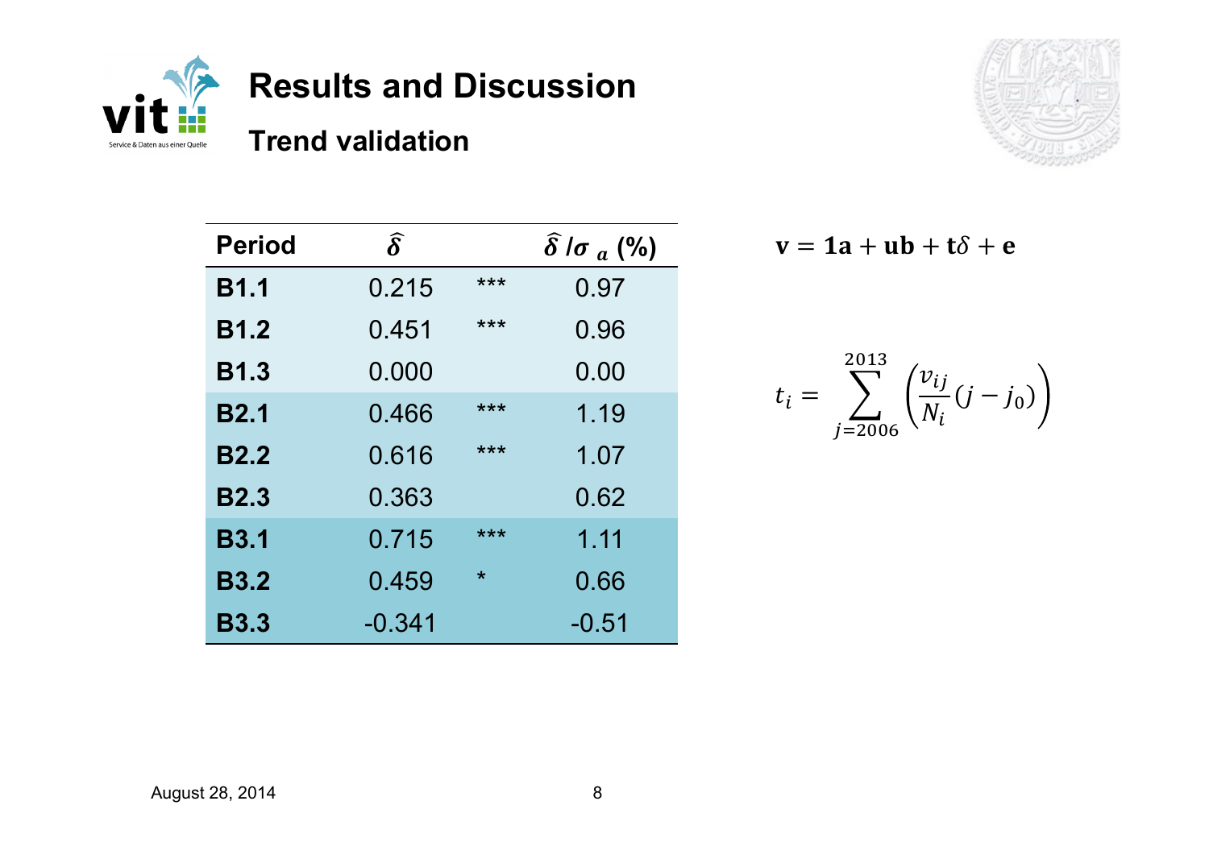# Results and Discussion

## Trend validation

| Period | $\hat{\delta}$ | | $\hat{\delta}/\sigma_a$ (%) |
|---|---|---|---|
| **B1.1** | 0.215 | *** | 0.97 |
| **B1.2** | 0.451 | *** | 0.96 |
| **B1.3** | 0.000 | | 0.00 |
| **B2.1** | 0.466 | *** | 1.19 |
| **B2.2** | 0.616 | *** | 1.07 |
| **B2.3** | 0.363 | | 0.62 |
| **B3.1** | 0.715 | *** | 1.11 |
| **B3.2** | 0.459 | * | 0.66 |
| **B3.3** | -0.341 | | -0.51 |

$$\mathbf{v} = \mathbf{1a} + \mathbf{ub} + \mathbf{t}\delta + \mathbf{e}$$

$$t_i = \sum_{j=2006}^{2013} \left( \frac{v_{ij}}{N_i} (j - j_0) \right)$$

August 28, 2014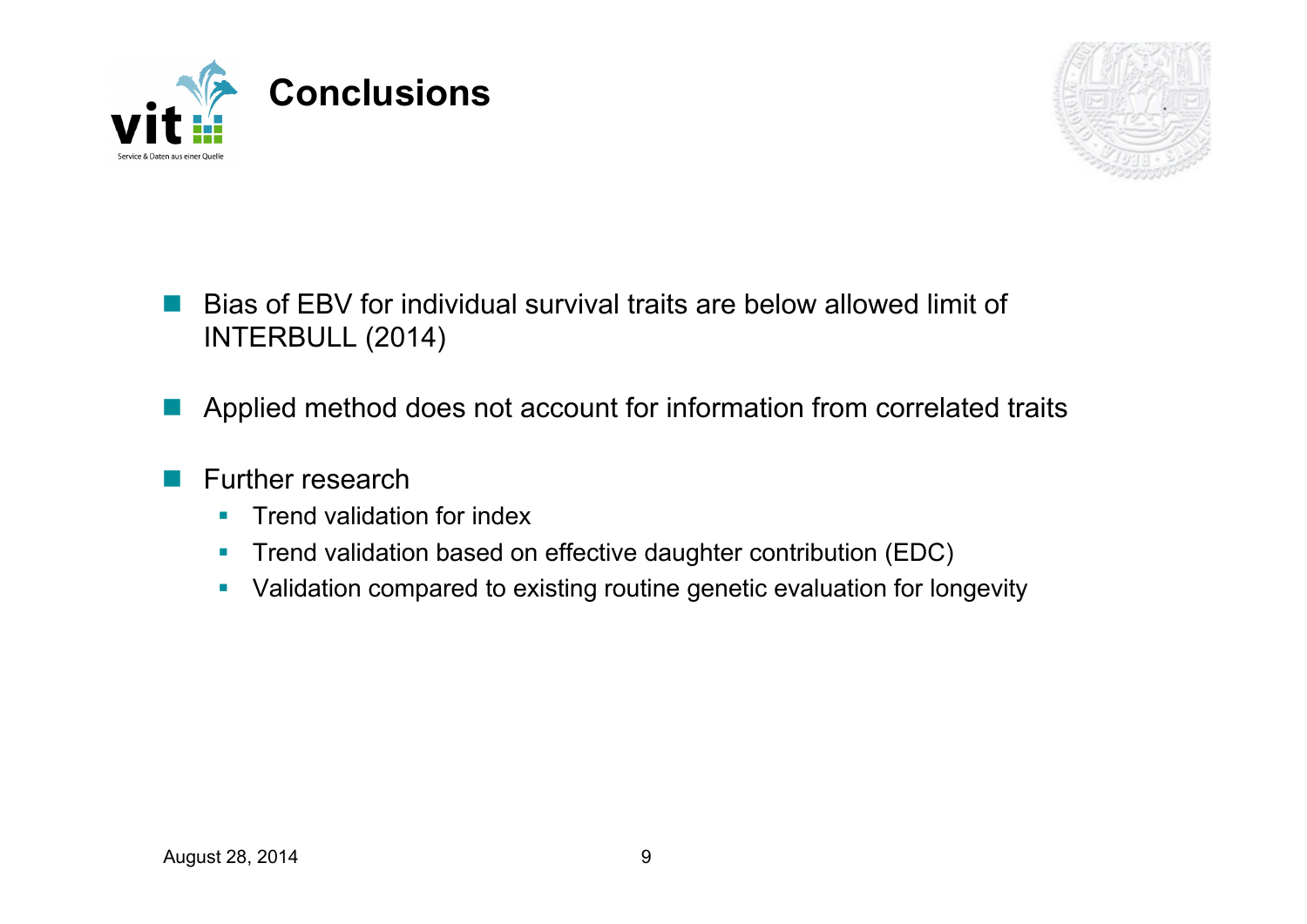# Conclusions

- Bias of EBV for individual survival traits are below allowed limit of INTERBULL (2014)
- Applied method does not account for information from correlated traits
- Further research
  - Trend validation for index
  - Trend validation based on effective daughter contribution (EDC)
  - Validation compared to existing routine genetic evaluation for longevity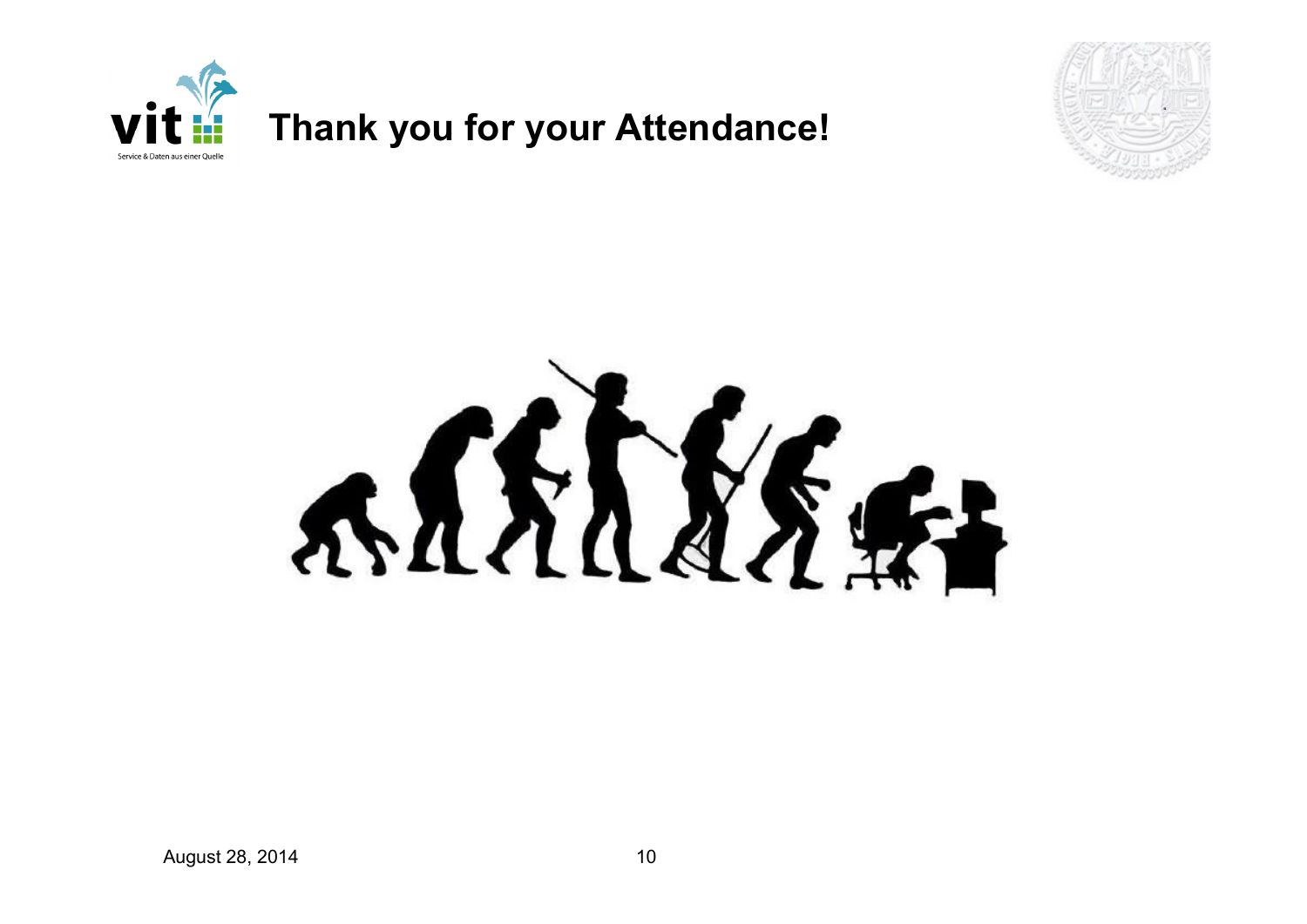# Thank you for your Attendance!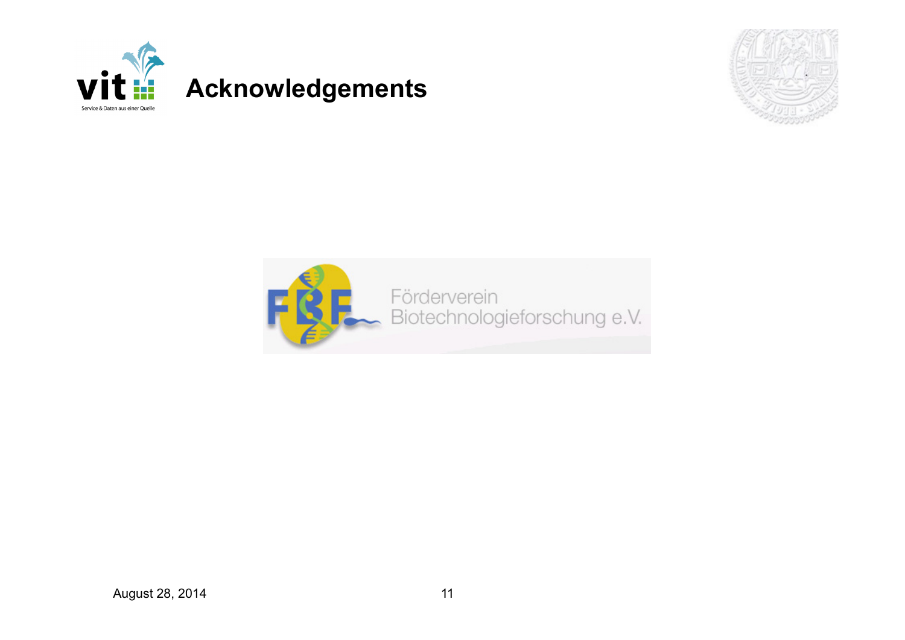# Acknowledgements

Förderverein Biotechnologieforschung e.V.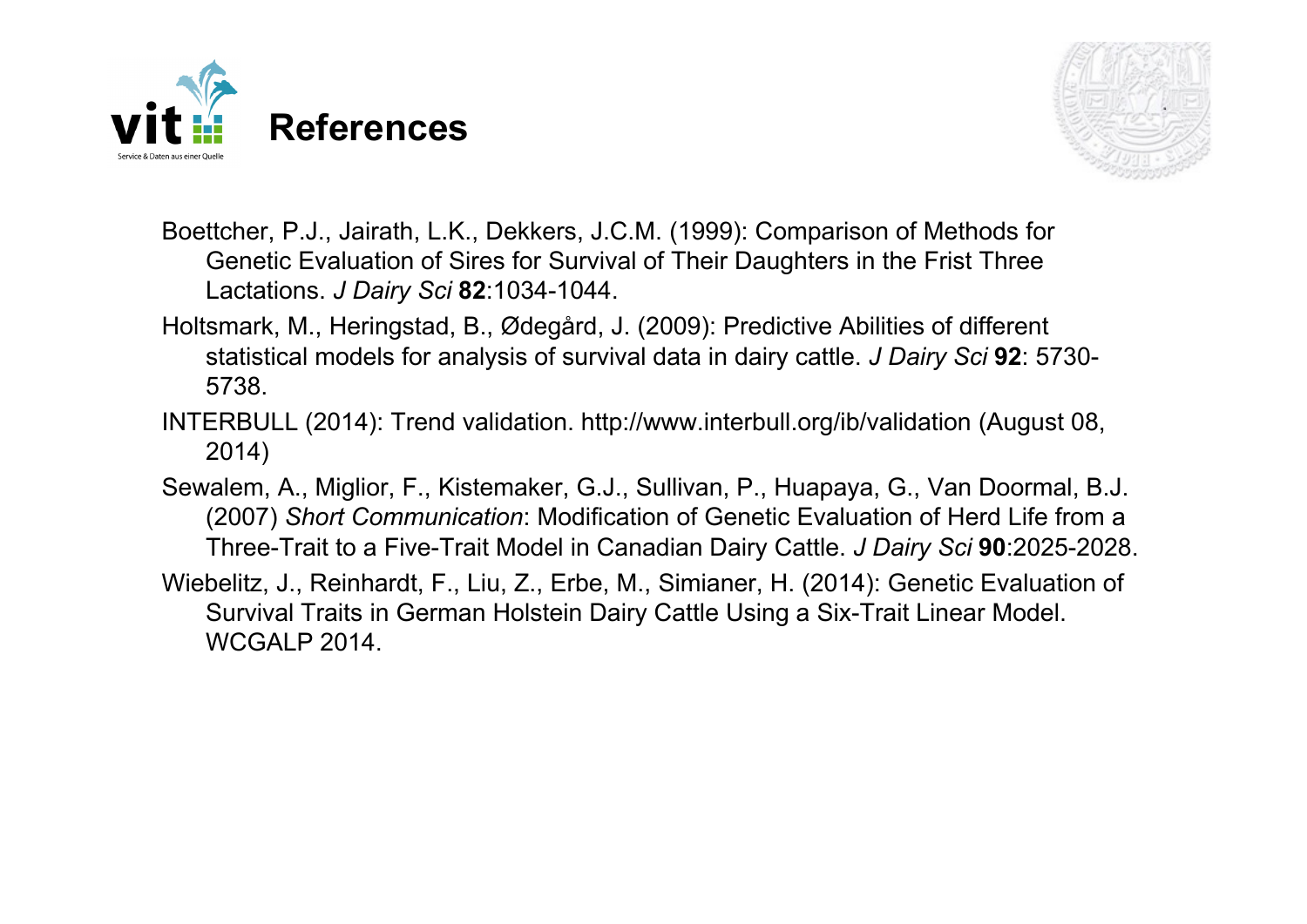# References

Boettcher, P.J., Jairath, L.K., Dekkers, J.C.M. (1999): Comparison of Methods for Genetic Evaluation of Sires for Survival of Their Daughters in the Frist Three Lactations. *J Dairy Sci* **82**:1034-1044.

Holtsmark, M., Heringstad, B., Ødegård, J. (2009): Predictive Abilities of different statistical models for analysis of survival data in dairy cattle. *J Dairy Sci* **92**: 5730-5738.

INTERBULL (2014): Trend validation. http://www.interbull.org/ib/validation (August 08, 2014)

Sewalem, A., Miglior, F., Kistemaker, G.J., Sullivan, P., Huapaya, G., Van Doormal, B.J. (2007) *Short Communication*: Modification of Genetic Evaluation of Herd Life from a Three-Trait to a Five-Trait Model in Canadian Dairy Cattle. *J Dairy Sci* **90**:2025-2028.

Wiebelitz, J., Reinhardt, F., Liu, Z., Erbe, M., Simianer, H. (2014): Genetic Evaluation of Survival Traits in German Holstein Dairy Cattle Using a Six-Trait Linear Model. WCGALP 2014.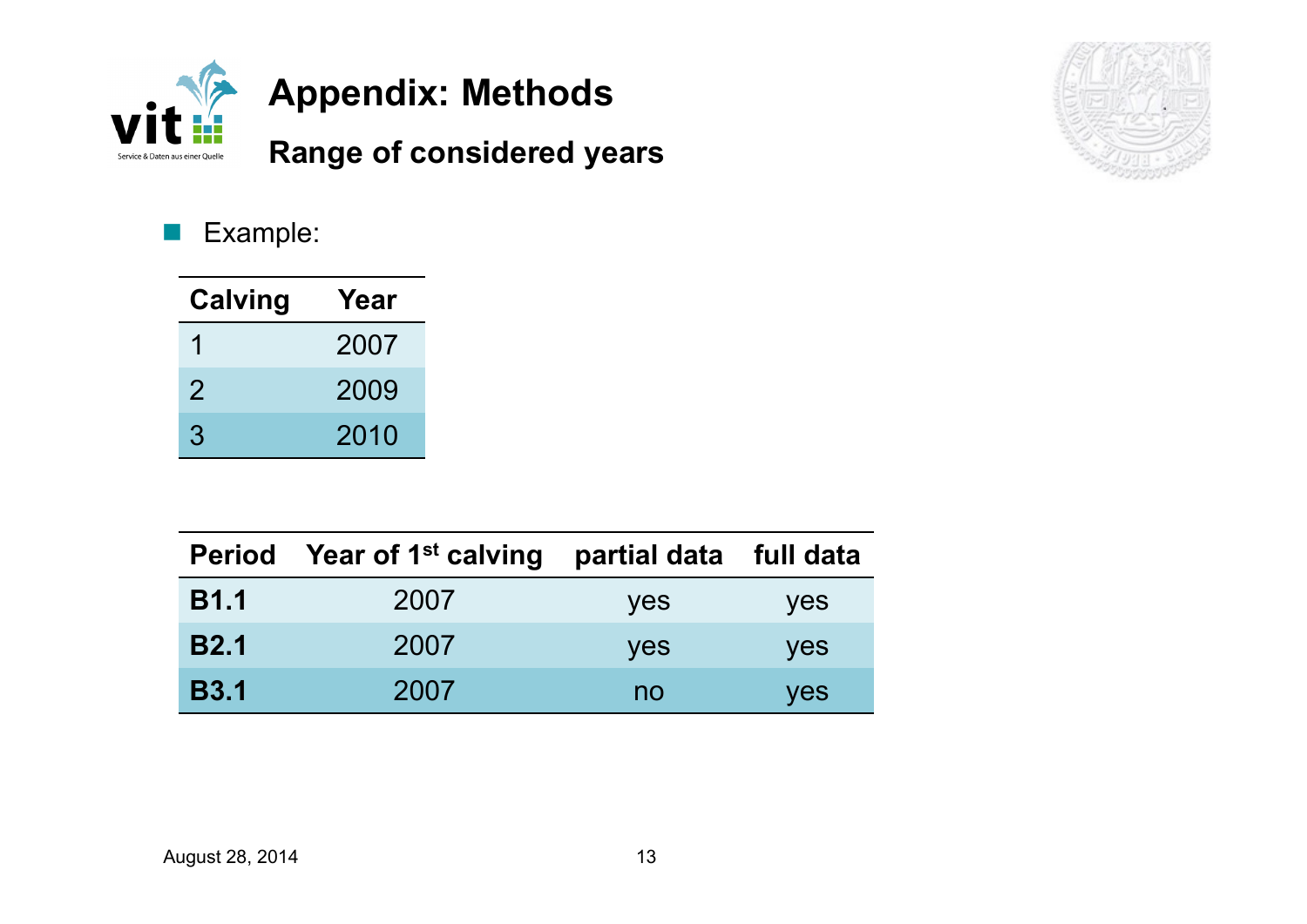# Appendix: Methods

## Range of considered years

- Example:

| Calving | Year |
| --- | --- |
| 1 | 2007 |
| 2 | 2009 |
| 3 | 2010 |

| Period | Year of 1st calving | partial data | full data |
| --- | --- | --- | --- |
| **B1.1** | 2007 | yes | yes |
| **B2.1** | 2007 | yes | yes |
| **B3.1** | 2007 | no | yes |

August 28, 2014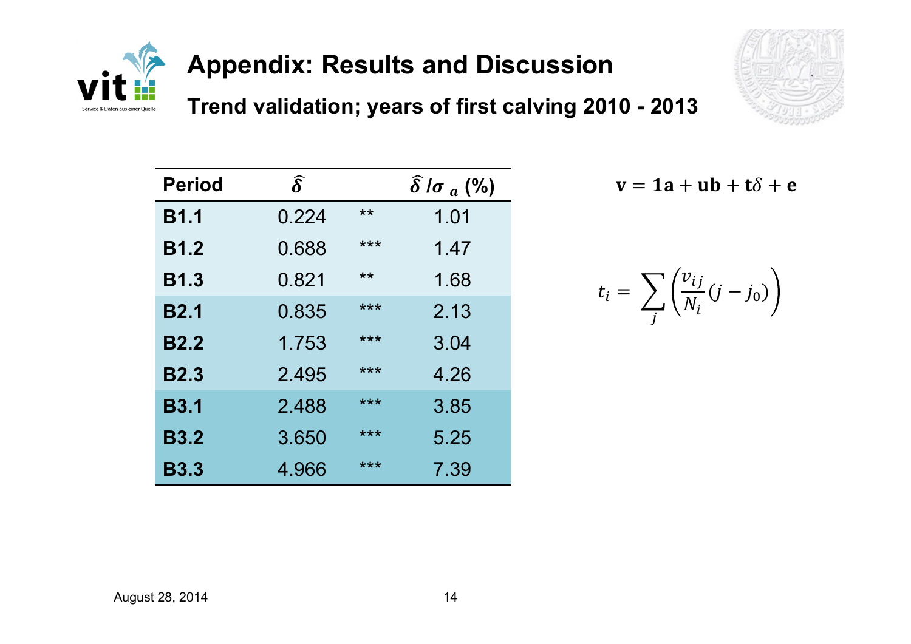# Appendix: Results and Discussion

## Trend validation; years of first calving 2010 - 2013

| Period | $\hat{\delta}$ | | $\hat{\delta}\,/\sigma_a$ (%) |
|---|---|---|---|
| **B1.1** | 0.224 | ** | 1.01 |
| **B1.2** | 0.688 | *** | 1.47 |
| **B1.3** | 0.821 | ** | 1.68 |
| **B2.1** | 0.835 | *** | 2.13 |
| **B2.2** | 1.753 | *** | 3.04 |
| **B2.3** | 2.495 | *** | 4.26 |
| **B3.1** | 2.488 | *** | 3.85 |
| **B3.2** | 3.650 | *** | 5.25 |
| **B3.3** | 4.966 | *** | 7.39 |

$$\mathbf{v} = \mathbf{1a} + \mathbf{ub} + \mathbf{t}\delta + \mathbf{e}$$

$$t_i = \sum_j \left( \frac{v_{ij}}{N_i} (j - j_0) \right)$$

August 28, 2014